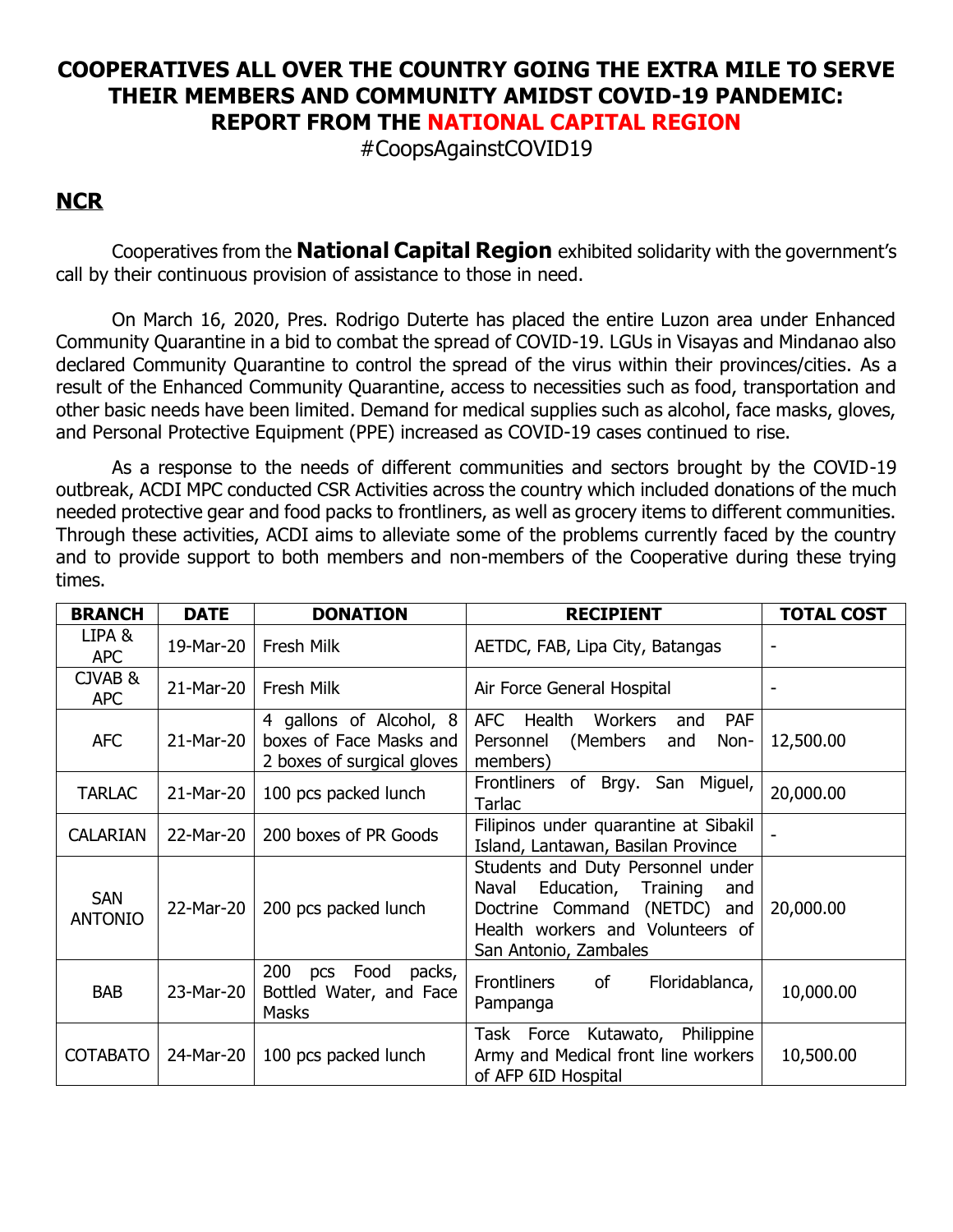# COOPERATIVES ALL OVER THE COUNTRY GOING THE EXTRA MILE TO SERVE THEIR MEMBERS AND COMMUNITY AMIDST COVID-19 PANDEMIC: REPORT FROM THE NATIONAL CAPITAL REGION

#CoopsAgainstCOVID19

## NCR

Cooperatives from the **National Capital Region** exhibited solidarity with the government's call by their continuous provision of assistance to those in need.

On March 16, 2020, Pres. Rodrigo Duterte has placed the entire Luzon area under Enhanced Community Quarantine in a bid to combat the spread of COVID-19. LGUs in Visayas and Mindanao also declared Community Quarantine to control the spread of the virus within their provinces/cities. As a result of the Enhanced Community Quarantine, access to necessities such as food, transportation and other basic needs have been limited. Demand for medical supplies such as alcohol, face masks, gloves, and Personal Protective Equipment (PPE) increased as COVID-19 cases continued to rise.

As a response to the needs of different communities and sectors brought by the COVID-19 outbreak, ACDI MPC conducted CSR Activities across the country which included donations of the much needed protective gear and food packs to frontliners, as well as grocery items to different communities. Through these activities, ACDI aims to alleviate some of the problems currently faced by the country and to provide support to both members and non-members of the Cooperative during these trying times.

| BRANCH | DATE | DONATION | RECIPIENT | TOTAL COST |
|---|---|---|---|---|
| LIPA & APC | 19-Mar-20 | Fresh Milk | AETDC, FAB, Lipa City, Batangas | - |
| CJVAB & APC | 21-Mar-20 | Fresh Milk | Air Force General Hospital | - |
| AFC | 21-Mar-20 | 4 gallons of Alcohol, 8 boxes of Face Masks and 2 boxes of surgical gloves | AFC Health Workers and PAF Personnel (Members and Non-members) | 12,500.00 |
| TARLAC | 21-Mar-20 | 100 pcs packed lunch | Frontliners of Brgy. San Miguel, Tarlac | 20,000.00 |
| CALARIAN | 22-Mar-20 | 200 boxes of PR Goods | Filipinos under quarantine at Sibakil Island, Lantawan, Basilan Province | - |
| SAN ANTONIO | 22-Mar-20 | 200 pcs packed lunch | Students and Duty Personnel under Naval Education, Training and Doctrine Command (NETDC) and Health workers and Volunteers of San Antonio, Zambales | 20,000.00 |
| BAB | 23-Mar-20 | 200 pcs Food packs, Bottled Water, and Face Masks | Frontliners of Floridablanca, Pampanga | 10,000.00 |
| COTABATO | 24-Mar-20 | 100 pcs packed lunch | Task Force Kutawato, Philippine Army and Medical front line workers of AFP 6ID Hospital | 10,500.00 |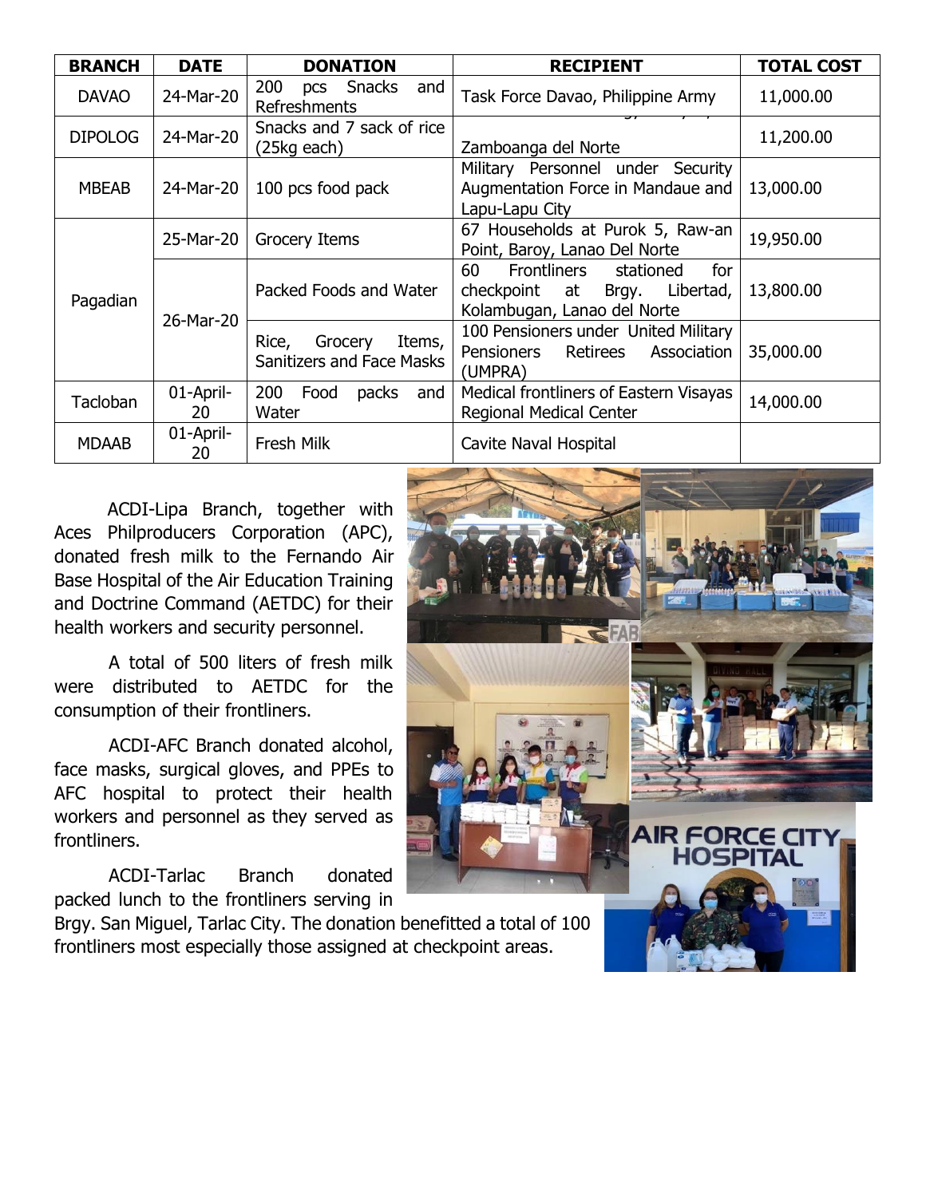| BRANCH | DATE | DONATION | RECIPIENT | TOTAL COST |
|---|---|---|---|---|
| DAVAO | 24-Mar-20 | 200 pcs Snacks and Refreshments | Task Force Davao, Philippine Army | 11,000.00 |
| DIPOLOG | 24-Mar-20 | Snacks and 7 sack of rice (25kg each) | Zamboanga del Norte | 11,200.00 |
| MBEAB | 24-Mar-20 | 100 pcs food pack | Military Personnel under Security Augmentation Force in Mandaue and Lapu-Lapu City | 13,000.00 |
| Pagadian | 25-Mar-20 | Grocery Items | 67 Households at Purok 5, Raw-an Point, Baroy, Lanao Del Norte | 19,950.00 |
| | 26-Mar-20 | Packed Foods and Water | 60 Frontliners stationed for checkpoint at Brgy. Libertad, Kolambugan, Lanao del Norte | 13,800.00 |
| | | Rice, Grocery Items, Sanitizers and Face Masks | 100 Pensioners under United Military Pensioners Retirees Association (UMPRA) | 35,000.00 |
| Tacloban | 01-April-20 | 200 Food packs and Water | Medical frontliners of Eastern Visayas Regional Medical Center | 14,000.00 |
| MDAAB | 01-April-20 | Fresh Milk | Cavite Naval Hospital | |

ACDI-Lipa Branch, together with Aces Philproducers Corporation (APC), donated fresh milk to the Fernando Air Base Hospital of the Air Education Training and Doctrine Command (AETDC) for their health workers and security personnel.

A total of 500 liters of fresh milk were distributed to AETDC for the consumption of their frontliners.

ACDI-AFC Branch donated alcohol, face masks, surgical gloves, and PPEs to AFC hospital to protect their health workers and personnel as they served as frontliners.

ACDI-Tarlac Branch donated packed lunch to the frontliners serving in Brgy. San Miguel, Tarlac City. The donation benefitted a total of 100 frontliners most especially those assigned at checkpoint areas.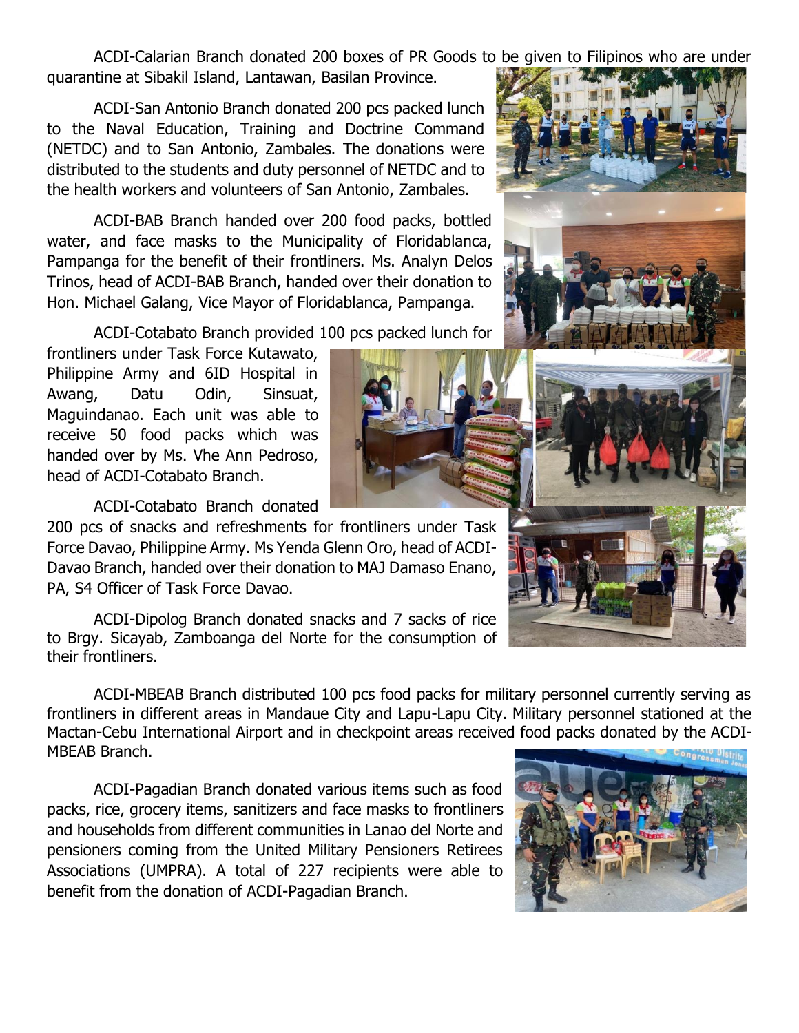ACDI-Calarian Branch donated 200 boxes of PR Goods to be given to Filipinos who are under quarantine at Sibakil Island, Lantawan, Basilan Province.

ACDI-San Antonio Branch donated 200 pcs packed lunch to the Naval Education, Training and Doctrine Command (NETDC) and to San Antonio, Zambales. The donations were distributed to the students and duty personnel of NETDC and to the health workers and volunteers of San Antonio, Zambales.

ACDI-BAB Branch handed over 200 food packs, bottled water, and face masks to the Municipality of Floridablanca, Pampanga for the benefit of their frontliners. Ms. Analyn Delos Trinos, head of ACDI-BAB Branch, handed over their donation to Hon. Michael Galang, Vice Mayor of Floridablanca, Pampanga.

ACDI-Cotabato Branch provided 100 pcs packed lunch for frontliners under Task Force Kutawato, Philippine Army and 6ID Hospital in Awang, Datu Odin, Sinsuat, Maguindanao. Each unit was able to receive 50 food packs which was handed over by Ms. Vhe Ann Pedroso, head of ACDI-Cotabato Branch.

ACDI-Cotabato Branch donated 200 pcs of snacks and refreshments for frontliners under Task Force Davao, Philippine Army. Ms Yenda Glenn Oro, head of ACDI-Davao Branch, handed over their donation to MAJ Damaso Enano, PA, S4 Officer of Task Force Davao.

ACDI-Dipolog Branch donated snacks and 7 sacks of rice to Brgy. Sicayab, Zamboanga del Norte for the consumption of their frontliners.

ACDI-MBEAB Branch distributed 100 pcs food packs for military personnel currently serving as frontliners in different areas in Mandaue City and Lapu-Lapu City. Military personnel stationed at the Mactan-Cebu International Airport and in checkpoint areas received food packs donated by the ACDI-MBEAB Branch.

ACDI-Pagadian Branch donated various items such as food packs, rice, grocery items, sanitizers and face masks to frontliners and households from different communities in Lanao del Norte and pensioners coming from the United Military Pensioners Retirees Associations (UMPRA). A total of 227 recipients were able to benefit from the donation of ACDI-Pagadian Branch.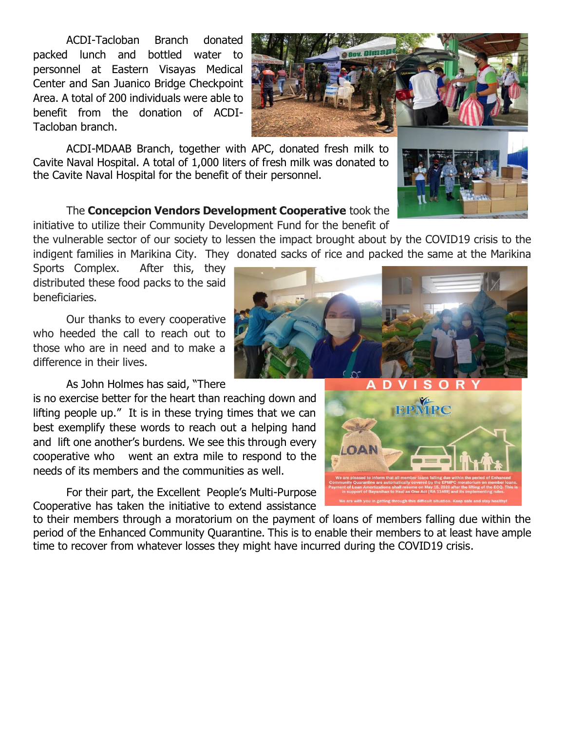ACDI-Tacloban Branch donated packed lunch and bottled water to personnel at Eastern Visayas Medical Center and San Juanico Bridge Checkpoint Area. A total of 200 individuals were able to benefit from the donation of ACDI-Tacloban branch.

ACDI-MDAAB Branch, together with APC, donated fresh milk to Cavite Naval Hospital. A total of 1,000 liters of fresh milk was donated to the Cavite Naval Hospital for the benefit of their personnel.

The **Concepcion Vendors Development Cooperative** took the initiative to utilize their Community Development Fund for the benefit of the vulnerable sector of our society to lessen the impact brought about by the COVID19 crisis to the indigent families in Marikina City. They donated sacks of rice and packed the same at the Marikina Sports Complex. After this, they distributed these food packs to the said beneficiaries.

Our thanks to every cooperative who heeded the call to reach out to those who are in need and to make a difference in their lives.

As John Holmes has said, "There is no exercise better for the heart than reaching down and lifting people up." It is in these trying times that we can best exemplify these words to reach out a helping hand and lift one another's burdens. We see this through every cooperative who went an extra mile to respond to the needs of its members and the communities as well.

For their part, the Excellent People's Multi-Purpose Cooperative has taken the initiative to extend assistance to their members through a moratorium on the payment of loans of members falling due within the period of the Enhanced Community Quarantine. This is to enable their members to at least have ample time to recover from whatever losses they might have incurred during the COVID19 crisis.